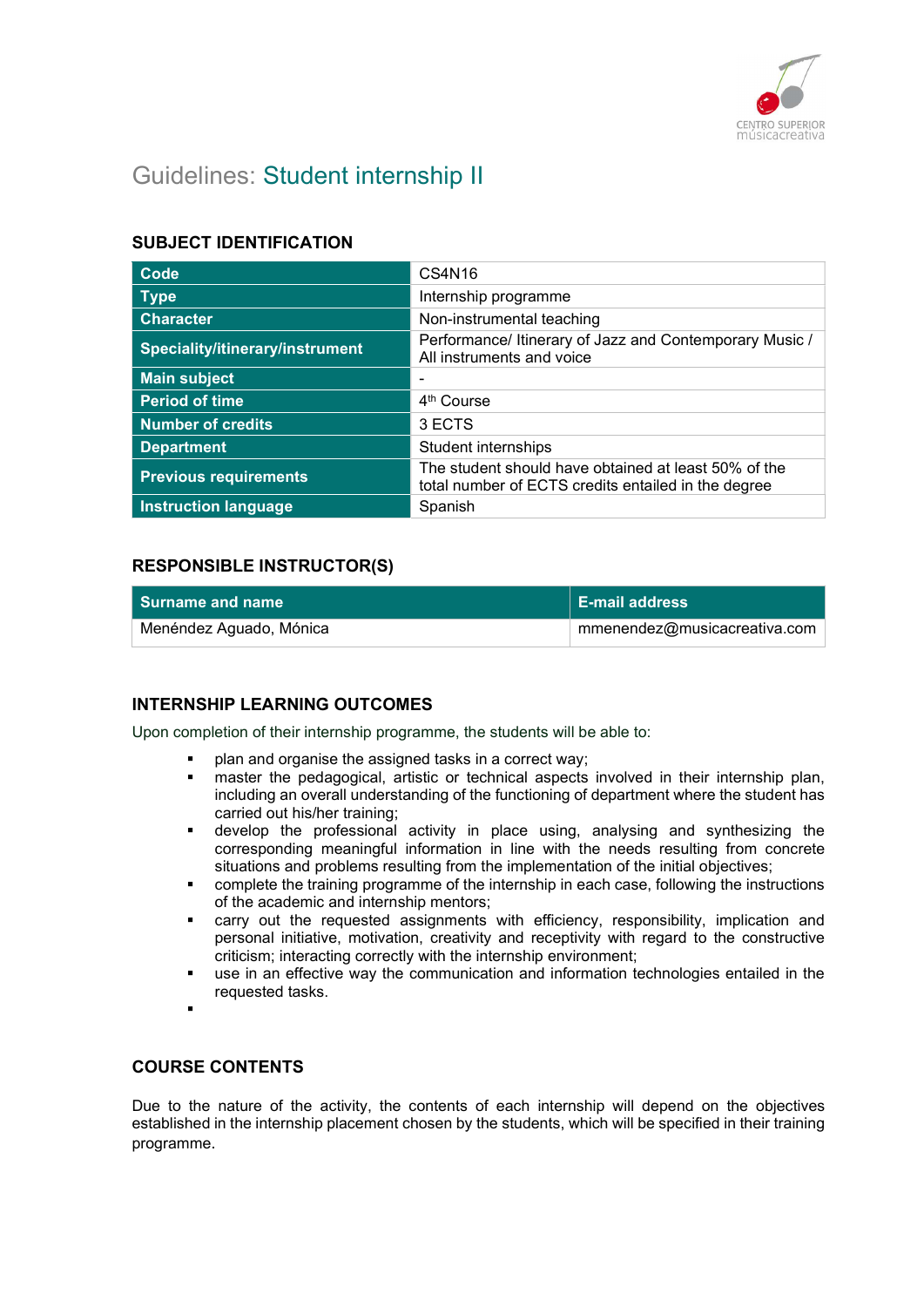# Guidelines: Student internship II

## SUBJECT IDENTIFICATION

| | |
|---|---|
| **Code** | CS4N16 |
| **Type** | Internship programme |
| **Character** | Non-instrumental teaching |
| **Speciality/itinerary/instrument** | Performance/ Itinerary of Jazz and Contemporary Music / All instruments and voice |
| **Main subject** | - |
| **Period of time** | 4th Course |
| **Number of credits** | 3 ECTS |
| **Department** | Student internships |
| **Previous requirements** | The student should have obtained at least 50% of the total number of ECTS credits entailed in the degree |
| **Instruction language** | Spanish |

## RESPONSIBLE INSTRUCTOR(S)

| Surname and name | E-mail address |
|---|---|
| Menéndez Aguado, Mónica | mmenendez@musicacreativa.com |

## INTERNSHIP LEARNING OUTCOMES

Upon completion of their internship programme, the students will be able to:

- plan and organise the assigned tasks in a correct way;
- master the pedagogical, artistic or technical aspects involved in their internship plan, including an overall understanding of the functioning of department where the student has carried out his/her training;
- develop the professional activity in place using, analysing and synthesizing the corresponding meaningful information in line with the needs resulting from concrete situations and problems resulting from the implementation of the initial objectives;
- complete the training programme of the internship in each case, following the instructions of the academic and internship mentors;
- carry out the requested assignments with efficiency, responsibility, implication and personal initiative, motivation, creativity and receptivity with regard to the constructive criticism; interacting correctly with the internship environment;
- use in an effective way the communication and information technologies entailed in the requested tasks.

## COURSE CONTENTS

Due to the nature of the activity, the contents of each internship will depend on the objectives established in the internship placement chosen by the students, which will be specified in their training programme.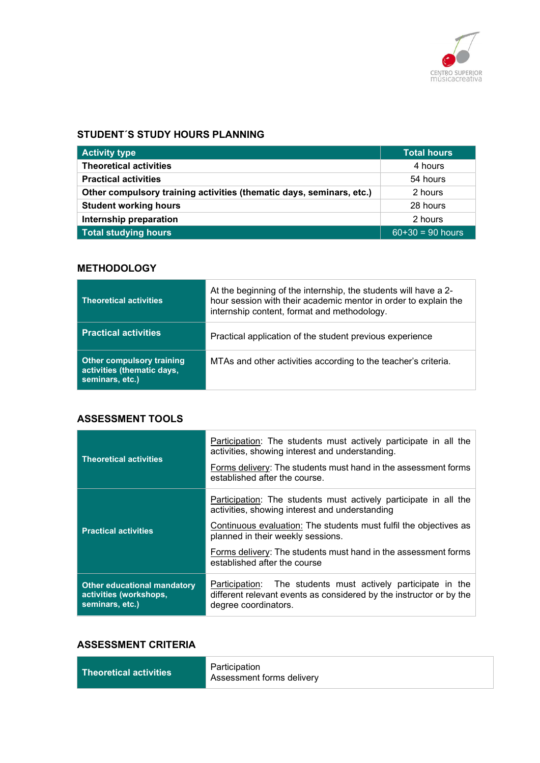## STUDENT´S STUDY HOURS PLANNING

| Activity type | Total hours |
|---|---|
| **Theoretical activities** | 4 hours |
| **Practical activities** | 54 hours |
| **Other compulsory training activities (thematic days, seminars, etc.)** | 2 hours |
| **Student working hours** | 28 hours |
| **Internship preparation** | 2 hours |
| **Total studying hours** | 60+30 = 90 hours |

## METHODOLOGY

| | |
|---|---|
| **Theoretical activities** | At the beginning of the internship, the students will have a 2-hour session with their academic mentor in order to explain the internship content, format and methodology. |
| **Practical activities** | Practical application of the student previous experience |
| **Other compulsory training activities (thematic days, seminars, etc.)** | MTAs and other activities according to the teacher's criteria. |

## ASSESSMENT TOOLS

| | |
|---|---|
| **Theoretical activities** | Participation: The students must actively participate in all the activities, showing interest and understanding.<br><br>Forms delivery: The students must hand in the assessment forms established after the course. |
| **Practical activities** | Participation: The students must actively participate in all the activities, showing interest and understanding<br><br>Continuous evaluation: The students must fulfil the objectives as planned in their weekly sessions.<br><br>Forms delivery: The students must hand in the assessment forms established after the course |
| **Other educational mandatory activities (workshops, seminars, etc.)** | Participation: The students must actively participate in the different relevant events as considered by the instructor or by the degree coordinators. |

## ASSESSMENT CRITERIA

| | |
|---|---|
| **Theoretical activities** | Participation<br>Assessment forms delivery |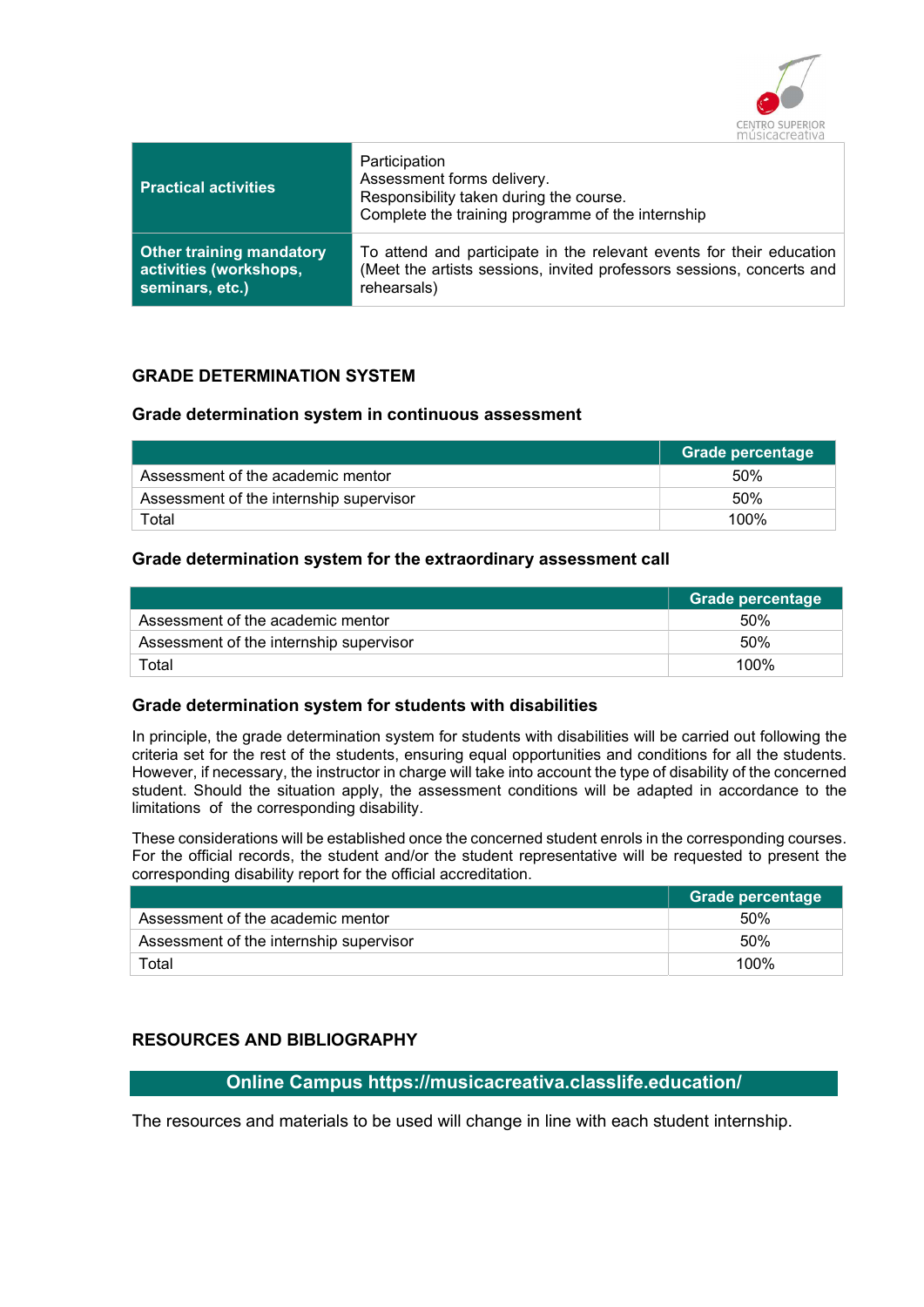| | |
|---|---|
| **Practical activities** | Participation<br>Assessment forms delivery.<br>Responsibility taken during the course.<br>Complete the training programme of the internship |
| **Other training mandatory activities (workshops, seminars, etc.)** | To attend and participate in the relevant events for their education (Meet the artists sessions, invited professors sessions, concerts and rehearsals) |

## GRADE DETERMINATION SYSTEM

### Grade determination system in continuous assessment

| | Grade percentage |
|---|---|
| Assessment of the academic mentor | 50% |
| Assessment of the internship supervisor | 50% |
| Total | 100% |

### Grade determination system for the extraordinary assessment call

| | Grade percentage |
|---|---|
| Assessment of the academic mentor | 50% |
| Assessment of the internship supervisor | 50% |
| Total | 100% |

### Grade determination system for students with disabilities

In principle, the grade determination system for students with disabilities will be carried out following the criteria set for the rest of the students, ensuring equal opportunities and conditions for all the students. However, if necessary, the instructor in charge will take into account the type of disability of the concerned student. Should the situation apply, the assessment conditions will be adapted in accordance to the limitations of the corresponding disability.

These considerations will be established once the concerned student enrols in the corresponding courses. For the official records, the student and/or the student representative will be requested to present the corresponding disability report for the official accreditation.

| | Grade percentage |
|---|---|
| Assessment of the academic mentor | 50% |
| Assessment of the internship supervisor | 50% |
| Total | 100% |

## RESOURCES AND BIBLIOGRAPHY

**Online Campus https://musicacreativa.classlife.education/**

The resources and materials to be used will change in line with each student internship.